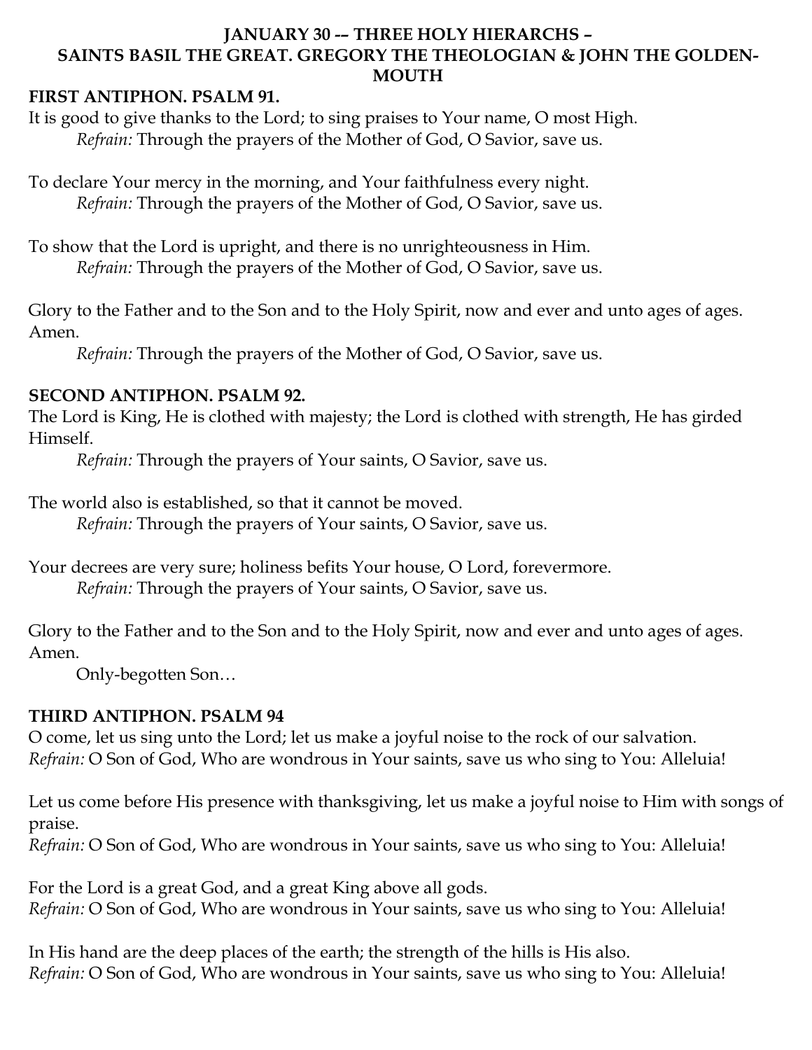# JANUARY 30 -– THREE HOLY HIERARCHS – SAINTS BASIL THE GREAT. GREGORY THE THEOLOGIAN & JOHN THE GOLDEN-MOUTH

## FIRST ANTIPHON. PSALM 91.

It is good to give thanks to the Lord; to sing praises to Your name, O most High.
*Refrain:* Through the prayers of the Mother of God, O Savior, save us.

To declare Your mercy in the morning, and Your faithfulness every night.
*Refrain:* Through the prayers of the Mother of God, O Savior, save us.

To show that the Lord is upright, and there is no unrighteousness in Him.
*Refrain:* Through the prayers of the Mother of God, O Savior, save us.

Glory to the Father and to the Son and to the Holy Spirit, now and ever and unto ages of ages. Amen.
*Refrain:* Through the prayers of the Mother of God, O Savior, save us.

## SECOND ANTIPHON. PSALM 92.

The Lord is King, He is clothed with majesty; the Lord is clothed with strength, He has girded Himself.
*Refrain:* Through the prayers of Your saints, O Savior, save us.

The world also is established, so that it cannot be moved.
*Refrain:* Through the prayers of Your saints, O Savior, save us.

Your decrees are very sure; holiness befits Your house, O Lord, forevermore.
*Refrain:* Through the prayers of Your saints, O Savior, save us.

Glory to the Father and to the Son and to the Holy Spirit, now and ever and unto ages of ages. Amen.
Only-begotten Son…

## THIRD ANTIPHON. PSALM 94

O come, let us sing unto the Lord; let us make a joyful noise to the rock of our salvation.
*Refrain:* O Son of God, Who are wondrous in Your saints, save us who sing to You: Alleluia!

Let us come before His presence with thanksgiving, let us make a joyful noise to Him with songs of praise.
*Refrain:* O Son of God, Who are wondrous in Your saints, save us who sing to You: Alleluia!

For the Lord is a great God, and a great King above all gods.
*Refrain:* O Son of God, Who are wondrous in Your saints, save us who sing to You: Alleluia!

In His hand are the deep places of the earth; the strength of the hills is His also.
*Refrain:* O Son of God, Who are wondrous in Your saints, save us who sing to You: Alleluia!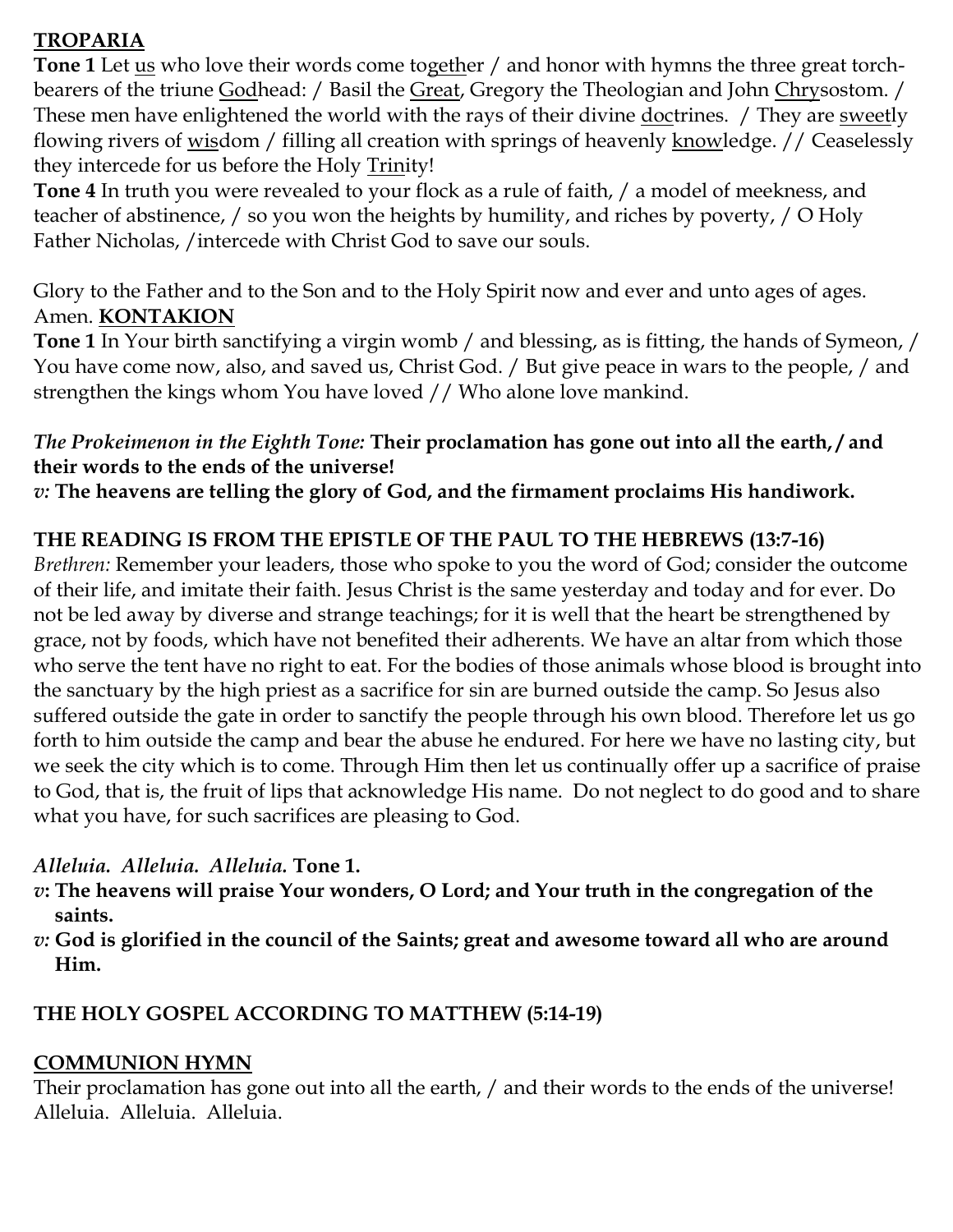## TROPARIA

**Tone 1** Let us who love their words come together / and honor with hymns the three great torch-bearers of the triune Godhead: / Basil the Great, Gregory the Theologian and John Chrysostom. / These men have enlightened the world with the rays of their divine doctrines. / They are sweetly flowing rivers of wisdom / filling all creation with springs of heavenly knowledge. // Ceaselessly they intercede for us before the Holy Trinity!

**Tone 4** In truth you were revealed to your flock as a rule of faith, / a model of meekness, and teacher of abstinence, / so you won the heights by humility, and riches by poverty, / O Holy Father Nicholas, /intercede with Christ God to save our souls.

Glory to the Father and to the Son and to the Holy Spirit now and ever and unto ages of ages. Amen. **KONTAKION**

**Tone 1** In Your birth sanctifying a virgin womb / and blessing, as is fitting, the hands of Symeon, / You have come now, also, and saved us, Christ God. / But give peace in wars to the people, / and strengthen the kings whom You have loved // Who alone love mankind.

*The Prokeimenon in the Eighth Tone:* **Their proclamation has gone out into all the earth, / and their words to the ends of the universe!**

*v:* **The heavens are telling the glory of God, and the firmament proclaims His handiwork.**

**THE READING IS FROM THE EPISTLE OF THE PAUL TO THE HEBREWS (13:7-16)**

*Brethren:* Remember your leaders, those who spoke to you the word of God; consider the outcome of their life, and imitate their faith. Jesus Christ is the same yesterday and today and for ever. Do not be led away by diverse and strange teachings; for it is well that the heart be strengthened by grace, not by foods, which have not benefited their adherents. We have an altar from which those who serve the tent have no right to eat. For the bodies of those animals whose blood is brought into the sanctuary by the high priest as a sacrifice for sin are burned outside the camp. So Jesus also suffered outside the gate in order to sanctify the people through his own blood. Therefore let us go forth to him outside the camp and bear the abuse he endured. For here we have no lasting city, but we seek the city which is to come. Through Him then let us continually offer up a sacrifice of praise to God, that is, the fruit of lips that acknowledge His name. Do not neglect to do good and to share what you have, for such sacrifices are pleasing to God.

*Alleluia. Alleluia. Alleluia.* **Tone 1.**

- *v*: **The heavens will praise Your wonders, O Lord; and Your truth in the congregation of the saints.**
- *v:* **God is glorified in the council of the Saints; great and awesome toward all who are around Him.**

**THE HOLY GOSPEL ACCORDING TO MATTHEW (5:14-19)**

## COMMUNION HYMN

Their proclamation has gone out into all the earth, / and their words to the ends of the universe! Alleluia. Alleluia. Alleluia.